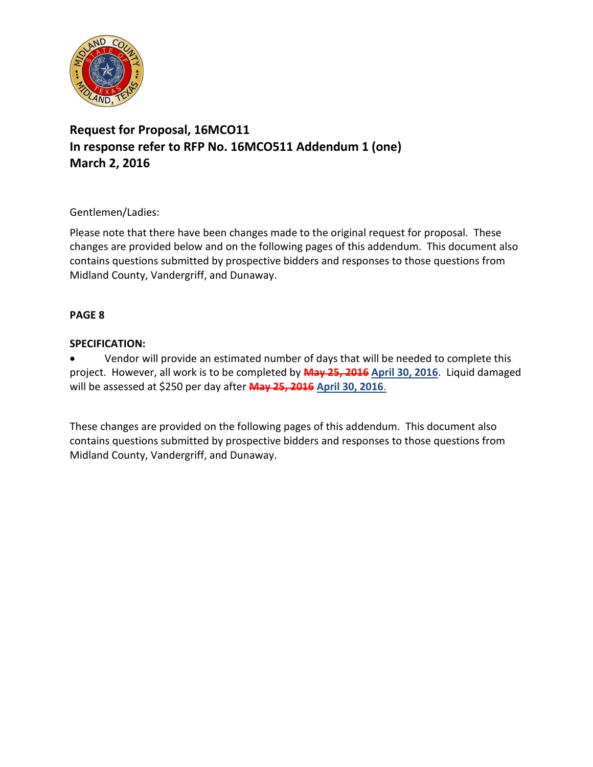**Request for Proposal, 16MCO11**
**In response refer to RFP No. 16MCO511 Addendum 1 (one)**
**March 2, 2016**

Gentlemen/Ladies:

Please note that there have been changes made to the original request for proposal. These changes are provided below and on the following pages of this addendum. This document also contains questions submitted by prospective bidders and responses to those questions from Midland County, Vandergriff, and Dunaway.

**PAGE 8**

**SPECIFICATION:**

- Vendor will provide an estimated number of days that will be needed to complete this project. However, all work is to be completed by ~~**May 25, 2016**~~ **April 30, 2016**. Liquid damaged will be assessed at $250 per day after ~~**May 25, 2016**~~ **April 30, 2016**.

These changes are provided on the following pages of this addendum. This document also contains questions submitted by prospective bidders and responses to those questions from Midland County, Vandergriff, and Dunaway.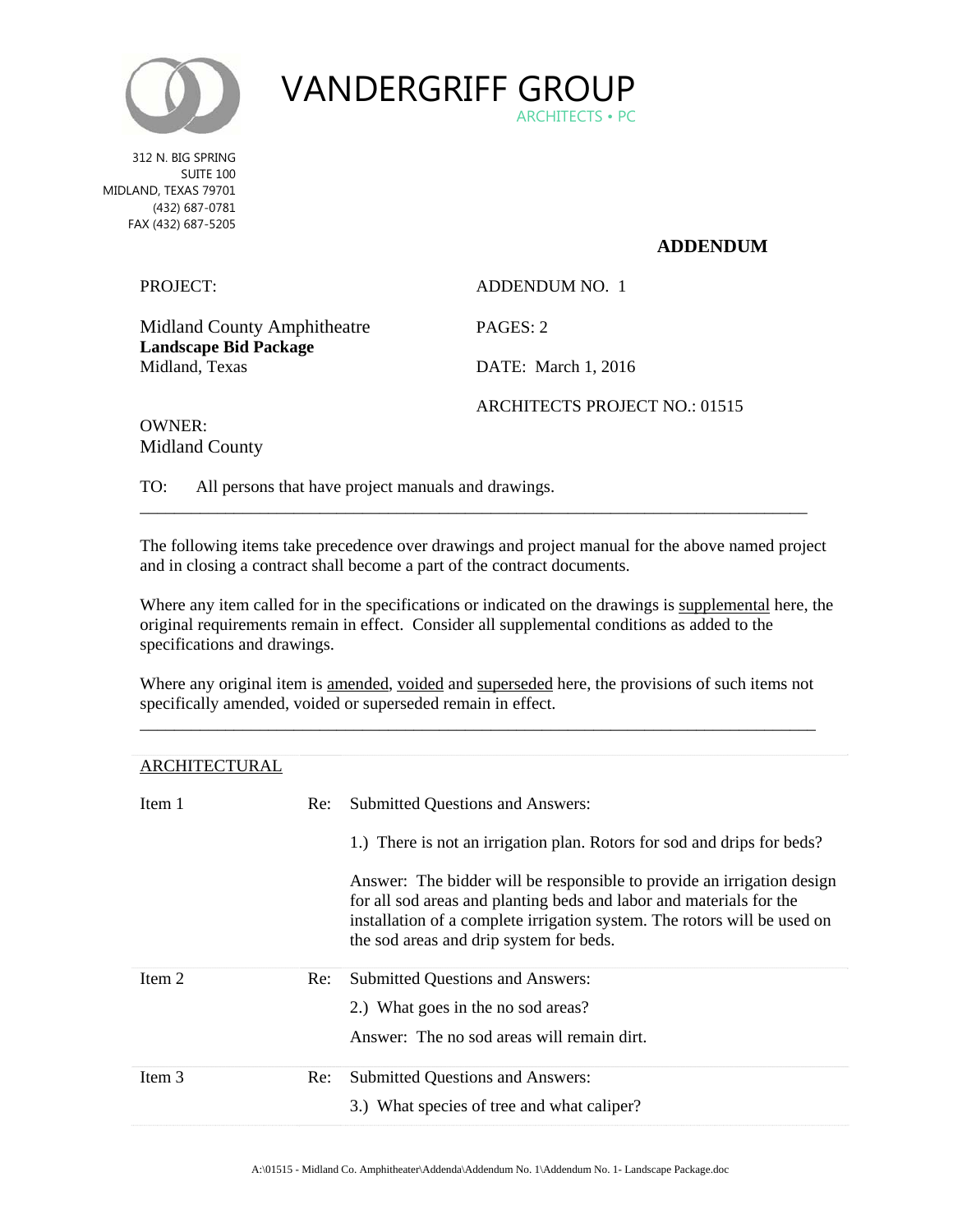VANDERGRIFF GROUP

ARCHITECTS • PC

312 N. BIG SPRING
SUITE 100
MIDLAND, TEXAS 79701
(432) 687-0781
FAX (432) 687-5205

**ADDENDUM**

PROJECT:

Midland County Amphitheatre
**Landscape Bid Package**
Midland, Texas

ADDENDUM NO. 1

PAGES: 2

DATE: March 1, 2016

ARCHITECTS PROJECT NO.: 01515

OWNER:
Midland County

TO: All persons that have project manuals and drawings.

---

The following items take precedence over drawings and project manual for the above named project and in closing a contract shall become a part of the contract documents.

Where any item called for in the specifications or indicated on the drawings is <u>supplemental</u> here, the original requirements remain in effect. Consider all supplemental conditions as added to the specifications and drawings.

Where any original item is <u>amended</u>, <u>voided</u> and <u>superseded</u> here, the provisions of such items not specifically amended, voided or superseded remain in effect.

---

<u>ARCHITECTURAL</u>

Item 1 Re: Submitted Questions and Answers:

1.) There is not an irrigation plan. Rotors for sod and drips for beds?

Answer: The bidder will be responsible to provide an irrigation design for all sod areas and planting beds and labor and materials for the installation of a complete irrigation system. The rotors will be used on the sod areas and drip system for beds.

Item 2 Re: Submitted Questions and Answers:

2.) What goes in the no sod areas?

Answer: The no sod areas will remain dirt.

Item 3 Re: Submitted Questions and Answers:

3.) What species of tree and what caliper?

A:\01515 - Midland Co. Amphitheater\Addenda\Addendum No. 1\Addendum No. 1- Landscape Package.doc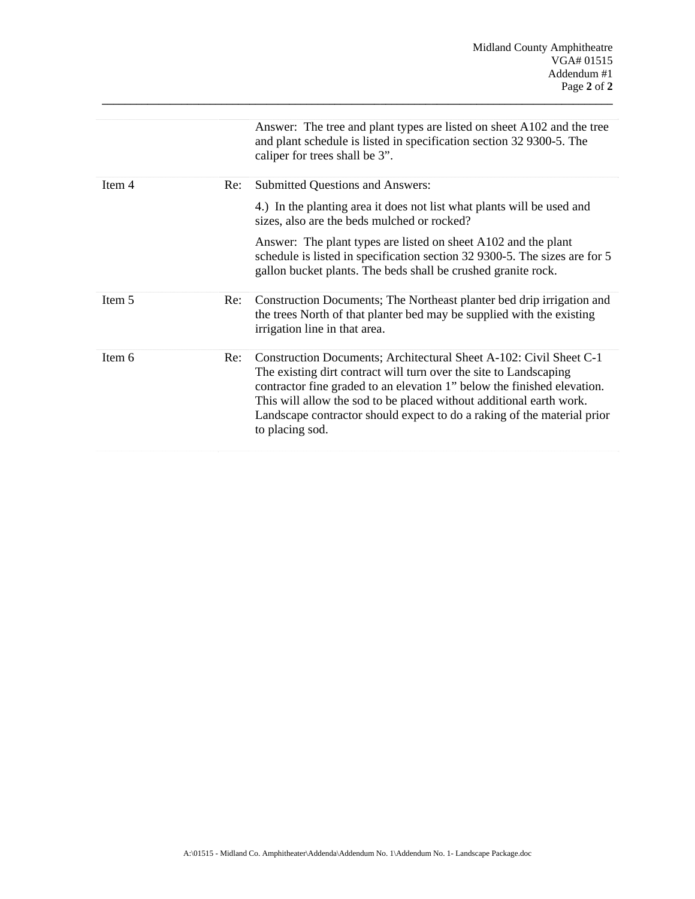| | | |
|---|---|---|
| | | Answer: The tree and plant types are listed on sheet A102 and the tree and plant schedule is listed in specification section 32 9300-5. The caliper for trees shall be 3”. |
| Item 4 | Re: | Submitted Questions and Answers:<br><br>4.) In the planting area it does not list what plants will be used and sizes, also are the beds mulched or rocked?<br><br>Answer: The plant types are listed on sheet A102 and the plant schedule is listed in specification section 32 9300-5. The sizes are for 5 gallon bucket plants. The beds shall be crushed granite rock. |
| Item 5 | Re: | Construction Documents; The Northeast planter bed drip irrigation and the trees North of that planter bed may be supplied with the existing irrigation line in that area. |
| Item 6 | Re: | Construction Documents; Architectural Sheet A-102: Civil Sheet C-1 The existing dirt contract will turn over the site to Landscaping contractor fine graded to an elevation 1” below the finished elevation. This will allow the sod to be placed without additional earth work. Landscape contractor should expect to do a raking of the material prior to placing sod. |